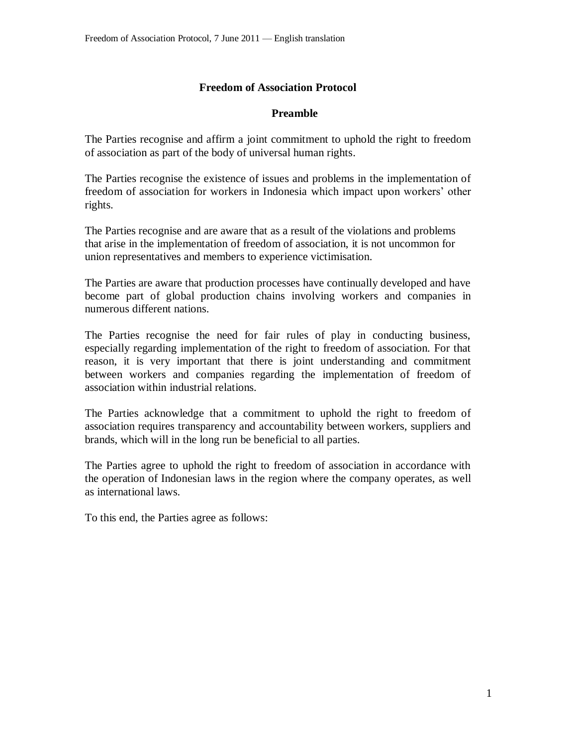# Freedom of Association Protocol

## Preamble

The Parties recognise and affirm a joint commitment to uphold the right to freedom of association as part of the body of universal human rights.

The Parties recognise the existence of issues and problems in the implementation of freedom of association for workers in Indonesia which impact upon workers' other rights.

The Parties recognise and are aware that as a result of the violations and problems that arise in the implementation of freedom of association, it is not uncommon for union representatives and members to experience victimisation.

The Parties are aware that production processes have continually developed and have become part of global production chains involving workers and companies in numerous different nations.

The Parties recognise the need for fair rules of play in conducting business, especially regarding implementation of the right to freedom of association. For that reason, it is very important that there is joint understanding and commitment between workers and companies regarding the implementation of freedom of association within industrial relations.

The Parties acknowledge that a commitment to uphold the right to freedom of association requires transparency and accountability between workers, suppliers and brands, which will in the long run be beneficial to all parties.

The Parties agree to uphold the right to freedom of association in accordance with the operation of Indonesian laws in the region where the company operates, as well as international laws.

To this end, the Parties agree as follows: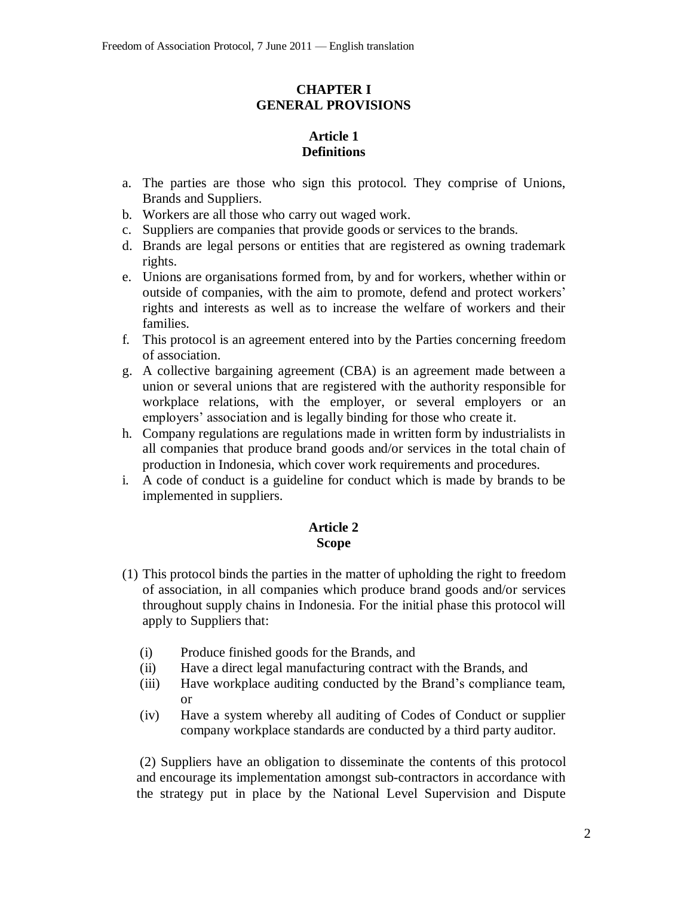## CHAPTER I
## GENERAL PROVISIONS

### Article 1
### Definitions

a. The parties are those who sign this protocol. They comprise of Unions, Brands and Suppliers.
b. Workers are all those who carry out waged work.
c. Suppliers are companies that provide goods or services to the brands.
d. Brands are legal persons or entities that are registered as owning trademark rights.
e. Unions are organisations formed from, by and for workers, whether within or outside of companies, with the aim to promote, defend and protect workers' rights and interests as well as to increase the welfare of workers and their families.
f. This protocol is an agreement entered into by the Parties concerning freedom of association.
g. A collective bargaining agreement (CBA) is an agreement made between a union or several unions that are registered with the authority responsible for workplace relations, with the employer, or several employers or an employers' association and is legally binding for those who create it.
h. Company regulations are regulations made in written form by industrialists in all companies that produce brand goods and/or services in the total chain of production in Indonesia, which cover work requirements and procedures.
i. A code of conduct is a guideline for conduct which is made by brands to be implemented in suppliers.

### Article 2
### Scope

(1) This protocol binds the parties in the matter of upholding the right to freedom of association, in all companies which produce brand goods and/or services throughout supply chains in Indonesia. For the initial phase this protocol will apply to Suppliers that:

(i) Produce finished goods for the Brands, and
(ii) Have a direct legal manufacturing contract with the Brands, and
(iii) Have workplace auditing conducted by the Brand's compliance team, or
(iv) Have a system whereby all auditing of Codes of Conduct or supplier company workplace standards are conducted by a third party auditor.

(2) Suppliers have an obligation to disseminate the contents of this protocol and encourage its implementation amongst sub-contractors in accordance with the strategy put in place by the National Level Supervision and Dispute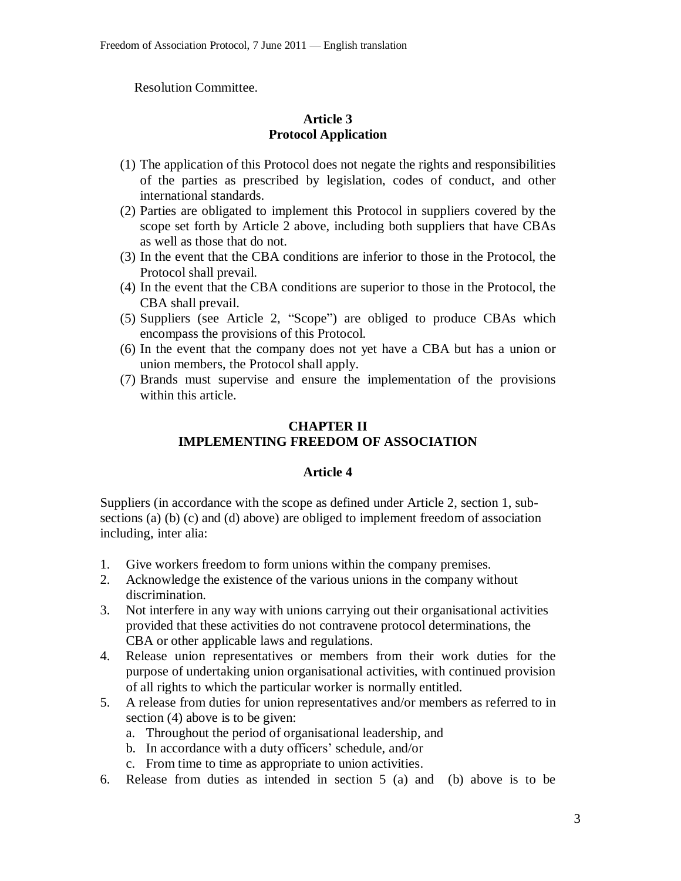Resolution Committee.

## Article 3
## Protocol Application

(1) The application of this Protocol does not negate the rights and responsibilities of the parties as prescribed by legislation, codes of conduct, and other international standards.

(2) Parties are obligated to implement this Protocol in suppliers covered by the scope set forth by Article 2 above, including both suppliers that have CBAs as well as those that do not.

(3) In the event that the CBA conditions are inferior to those in the Protocol, the Protocol shall prevail.

(4) In the event that the CBA conditions are superior to those in the Protocol, the CBA shall prevail.

(5) Suppliers (see Article 2, "Scope") are obliged to produce CBAs which encompass the provisions of this Protocol.

(6) In the event that the company does not yet have a CBA but has a union or union members, the Protocol shall apply.

(7) Brands must supervise and ensure the implementation of the provisions within this article.

# CHAPTER II
# IMPLEMENTING FREEDOM OF ASSOCIATION

## Article 4

Suppliers (in accordance with the scope as defined under Article 2, section 1, sub-sections (a) (b) (c) and (d) above) are obliged to implement freedom of association including, inter alia:

1. Give workers freedom to form unions within the company premises.
2. Acknowledge the existence of the various unions in the company without discrimination.
3. Not interfere in any way with unions carrying out their organisational activities provided that these activities do not contravene protocol determinations, the CBA or other applicable laws and regulations.
4. Release union representatives or members from their work duties for the purpose of undertaking union organisational activities, with continued provision of all rights to which the particular worker is normally entitled.
5. A release from duties for union representatives and/or members as referred to in section (4) above is to be given:
   a. Throughout the period of organisational leadership, and
   b. In accordance with a duty officers' schedule, and/or
   c. From time to time as appropriate to union activities.
6. Release from duties as intended in section 5 (a) and (b) above is to be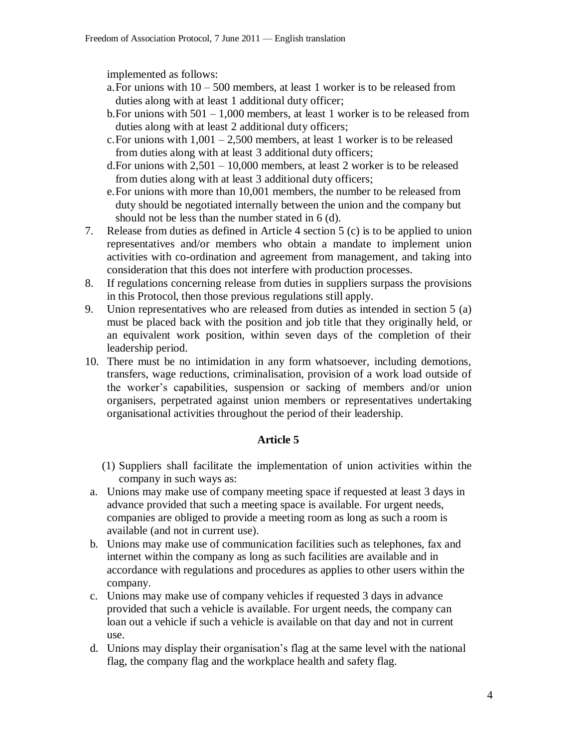implemented as follows:

a. For unions with 10 – 500 members, at least 1 worker is to be released from duties along with at least 1 additional duty officer;
b. For unions with 501 – 1,000 members, at least 1 worker is to be released from duties along with at least 2 additional duty officers;
c. For unions with 1,001 – 2,500 members, at least 1 worker is to be released from duties along with at least 3 additional duty officers;
d. For unions with 2,501 – 10,000 members, at least 2 worker is to be released from duties along with at least 3 additional duty officers;
e. For unions with more than 10,001 members, the number to be released from duty should be negotiated internally between the union and the company but should not be less than the number stated in 6 (d).

7. Release from duties as defined in Article 4 section 5 (c) is to be applied to union representatives and/or members who obtain a mandate to implement union activities with co-ordination and agreement from management, and taking into consideration that this does not interfere with production processes.
8. If regulations concerning release from duties in suppliers surpass the provisions in this Protocol, then those previous regulations still apply.
9. Union representatives who are released from duties as intended in section 5 (a) must be placed back with the position and job title that they originally held, or an equivalent work position, within seven days of the completion of their leadership period.
10. There must be no intimidation in any form whatsoever, including demotions, transfers, wage reductions, criminalisation, provision of a work load outside of the worker's capabilities, suspension or sacking of members and/or union organisers, perpetrated against union members or representatives undertaking organisational activities throughout the period of their leadership.

## Article 5

(1) Suppliers shall facilitate the implementation of union activities within the company in such ways as:

a. Unions may make use of company meeting space if requested at least 3 days in advance provided that such a meeting space is available. For urgent needs, companies are obliged to provide a meeting room as long as such a room is available (and not in current use).
b. Unions may make use of communication facilities such as telephones, fax and internet within the company as long as such facilities are available and in accordance with regulations and procedures as applies to other users within the company.
c. Unions may make use of company vehicles if requested 3 days in advance provided that such a vehicle is available. For urgent needs, the company can loan out a vehicle if such a vehicle is available on that day and not in current use.
d. Unions may display their organisation's flag at the same level with the national flag, the company flag and the workplace health and safety flag.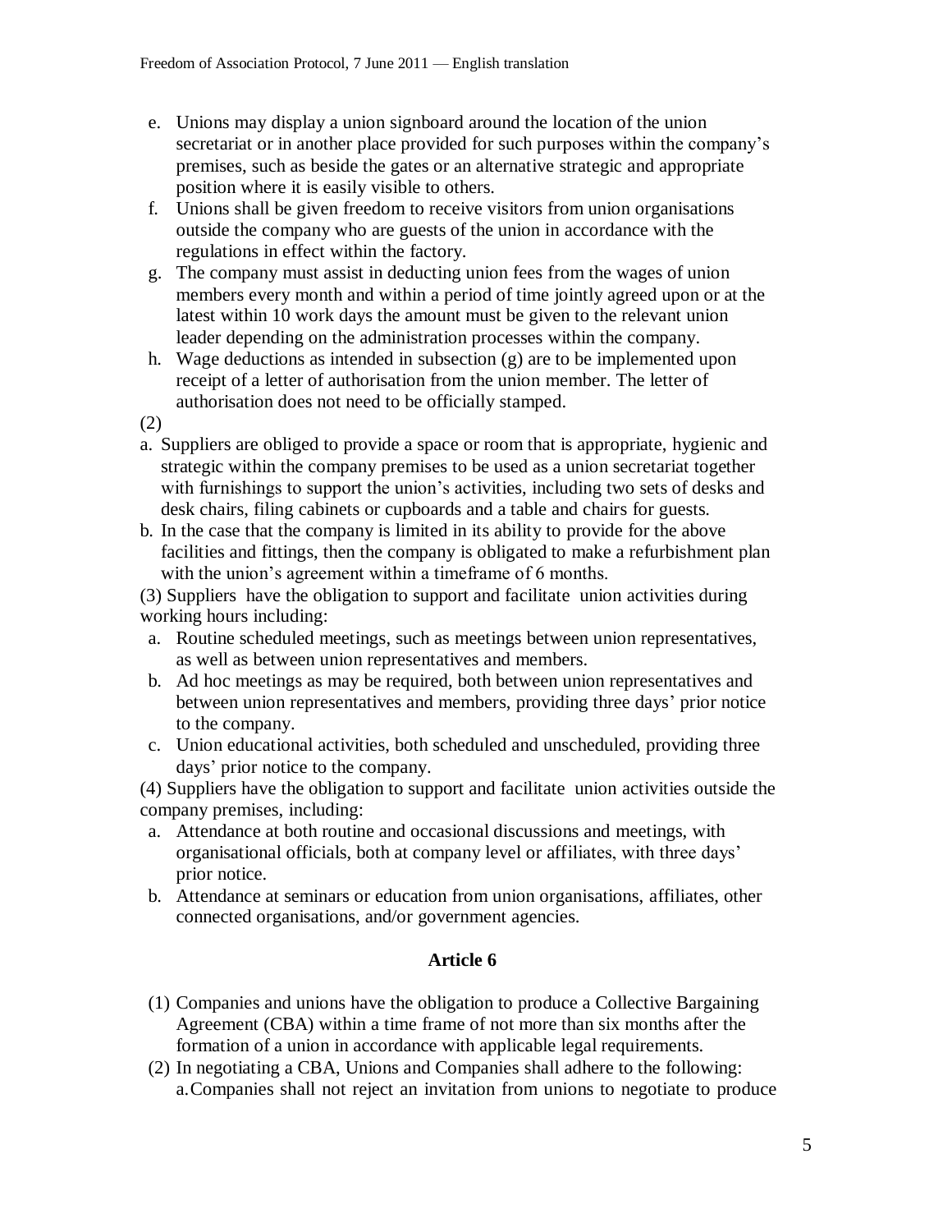e. Unions may display a union signboard around the location of the union secretariat or in another place provided for such purposes within the company's premises, such as beside the gates or an alternative strategic and appropriate position where it is easily visible to others.
f. Unions shall be given freedom to receive visitors from union organisations outside the company who are guests of the union in accordance with the regulations in effect within the factory.
g. The company must assist in deducting union fees from the wages of union members every month and within a period of time jointly agreed upon or at the latest within 10 work days the amount must be given to the relevant union leader depending on the administration processes within the company.
h. Wage deductions as intended in subsection (g) are to be implemented upon receipt of a letter of authorisation from the union member. The letter of authorisation does not need to be officially stamped.

(2)

a. Suppliers are obliged to provide a space or room that is appropriate, hygienic and strategic within the company premises to be used as a union secretariat together with furnishings to support the union's activities, including two sets of desks and desk chairs, filing cabinets or cupboards and a table and chairs for guests.
b. In the case that the company is limited in its ability to provide for the above facilities and fittings, then the company is obligated to make a refurbishment plan with the union's agreement within a timeframe of 6 months.

(3) Suppliers have the obligation to support and facilitate union activities during working hours including:

a. Routine scheduled meetings, such as meetings between union representatives, as well as between union representatives and members.
b. Ad hoc meetings as may be required, both between union representatives and between union representatives and members, providing three days' prior notice to the company.
c. Union educational activities, both scheduled and unscheduled, providing three days' prior notice to the company.

(4) Suppliers have the obligation to support and facilitate union activities outside the company premises, including:

a. Attendance at both routine and occasional discussions and meetings, with organisational officials, both at company level or affiliates, with three days' prior notice.
b. Attendance at seminars or education from union organisations, affiliates, other connected organisations, and/or government agencies.

## Article 6

(1) Companies and unions have the obligation to produce a Collective Bargaining Agreement (CBA) within a time frame of not more than six months after the formation of a union in accordance with applicable legal requirements.

(2) In negotiating a CBA, Unions and Companies shall adhere to the following:

a. Companies shall not reject an invitation from unions to negotiate to produce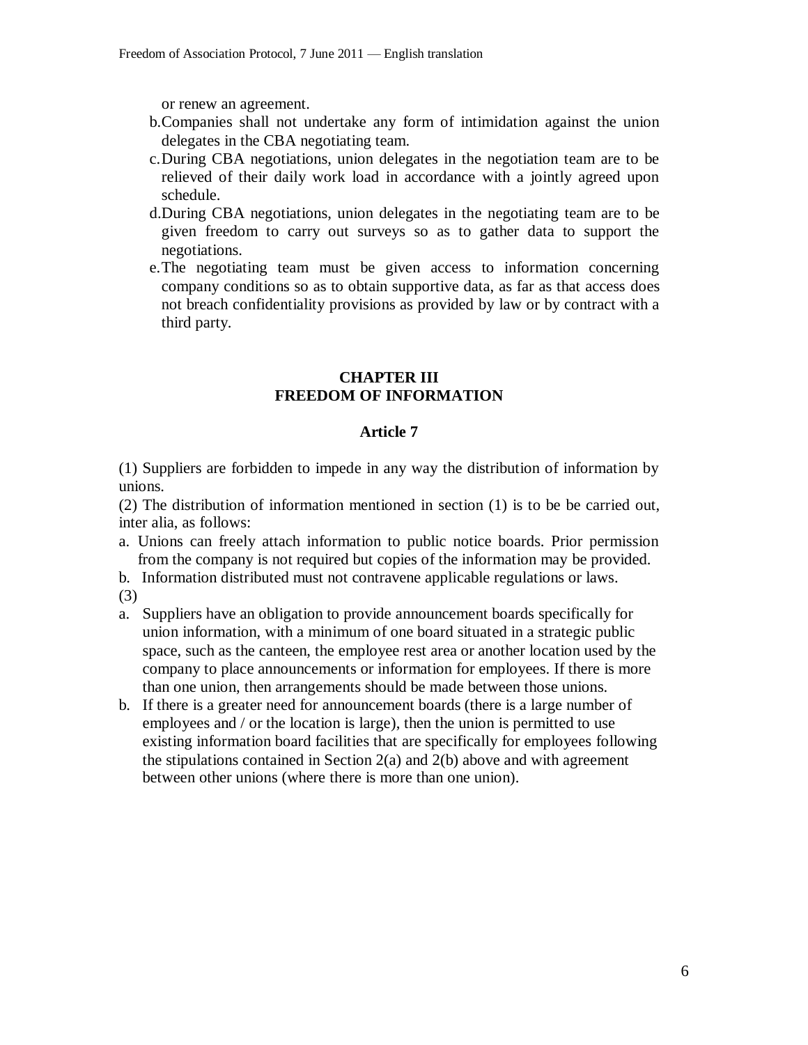or renew an agreement.

b. Companies shall not undertake any form of intimidation against the union delegates in the CBA negotiating team.

c. During CBA negotiations, union delegates in the negotiation team are to be relieved of their daily work load in accordance with a jointly agreed upon schedule.

d. During CBA negotiations, union delegates in the negotiating team are to be given freedom to carry out surveys so as to gather data to support the negotiations.

e. The negotiating team must be given access to information concerning company conditions so as to obtain supportive data, as far as that access does not breach confidentiality provisions as provided by law or by contract with a third party.

## CHAPTER III
## FREEDOM OF INFORMATION

### Article 7

(1) Suppliers are forbidden to impede in any way the distribution of information by unions.

(2) The distribution of information mentioned in section (1) is to be be carried out, inter alia, as follows:

a. Unions can freely attach information to public notice boards. Prior permission from the company is not required but copies of the information may be provided.

b. Information distributed must not contravene applicable regulations or laws.

(3)

a. Suppliers have an obligation to provide announcement boards specifically for union information, with a minimum of one board situated in a strategic public space, such as the canteen, the employee rest area or another location used by the company to place announcements or information for employees. If there is more than one union, then arrangements should be made between those unions.

b. If there is a greater need for announcement boards (there is a large number of employees and / or the location is large), then the union is permitted to use existing information board facilities that are specifically for employees following the stipulations contained in Section 2(a) and 2(b) above and with agreement between other unions (where there is more than one union).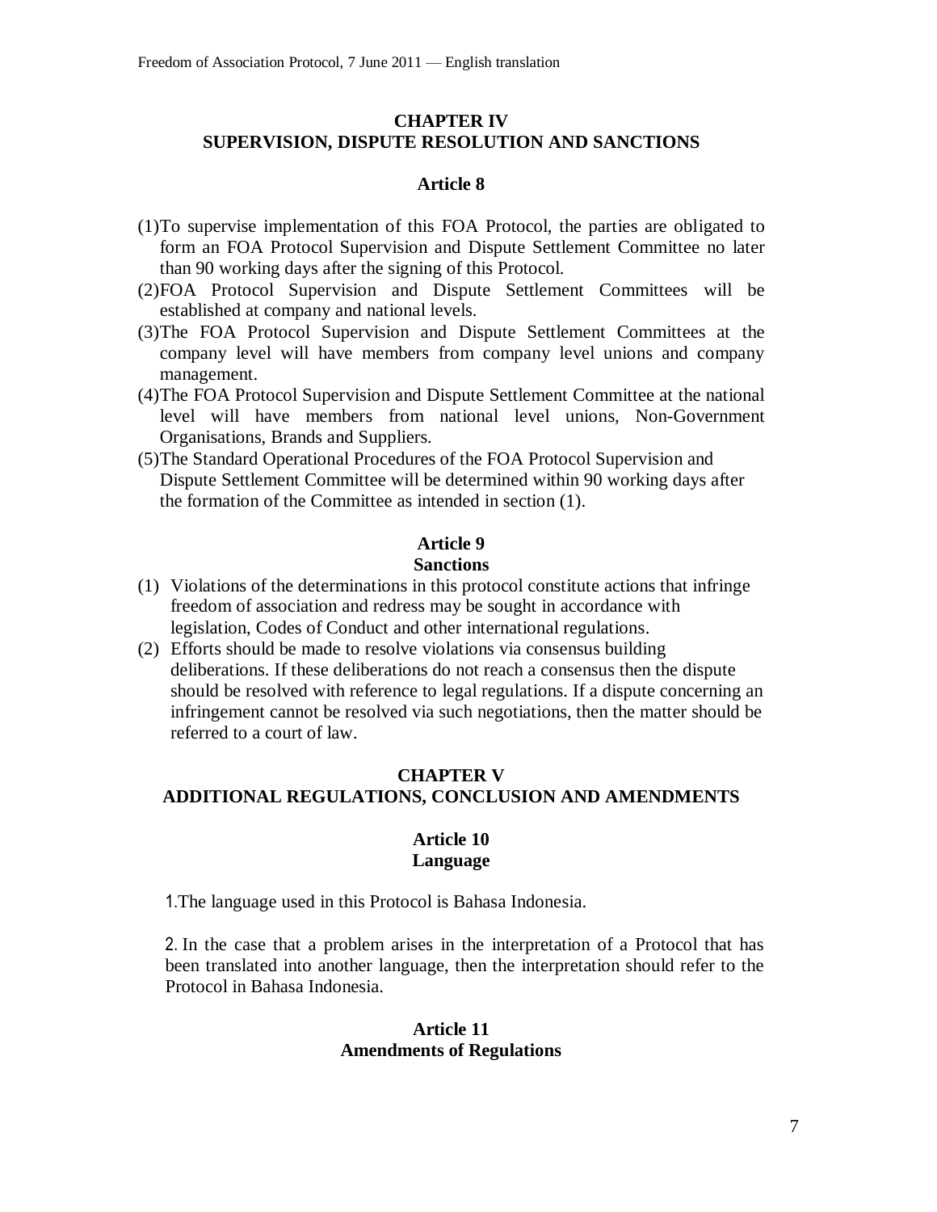## CHAPTER IV
## SUPERVISION, DISPUTE RESOLUTION AND SANCTIONS

### Article 8

(1) To supervise implementation of this FOA Protocol, the parties are obligated to form an FOA Protocol Supervision and Dispute Settlement Committee no later than 90 working days after the signing of this Protocol.
(2) FOA Protocol Supervision and Dispute Settlement Committees will be established at company and national levels.
(3) The FOA Protocol Supervision and Dispute Settlement Committees at the company level will have members from company level unions and company management.
(4) The FOA Protocol Supervision and Dispute Settlement Committee at the national level will have members from national level unions, Non-Government Organisations, Brands and Suppliers.
(5) The Standard Operational Procedures of the FOA Protocol Supervision and Dispute Settlement Committee will be determined within 90 working days after the formation of the Committee as intended in section (1).

### Article 9
### Sanctions

(1) Violations of the determinations in this protocol constitute actions that infringe freedom of association and redress may be sought in accordance with legislation, Codes of Conduct and other international regulations.
(2) Efforts should be made to resolve violations via consensus building deliberations. If these deliberations do not reach a consensus then the dispute should be resolved with reference to legal regulations. If a dispute concerning an infringement cannot be resolved via such negotiations, then the matter should be referred to a court of law.

## CHAPTER V
## ADDITIONAL REGULATIONS, CONCLUSION AND AMENDMENTS

### Article 10
### Language

1. The language used in this Protocol is Bahasa Indonesia.

2. In the case that a problem arises in the interpretation of a Protocol that has been translated into another language, then the interpretation should refer to the Protocol in Bahasa Indonesia.

### Article 11
### Amendments of Regulations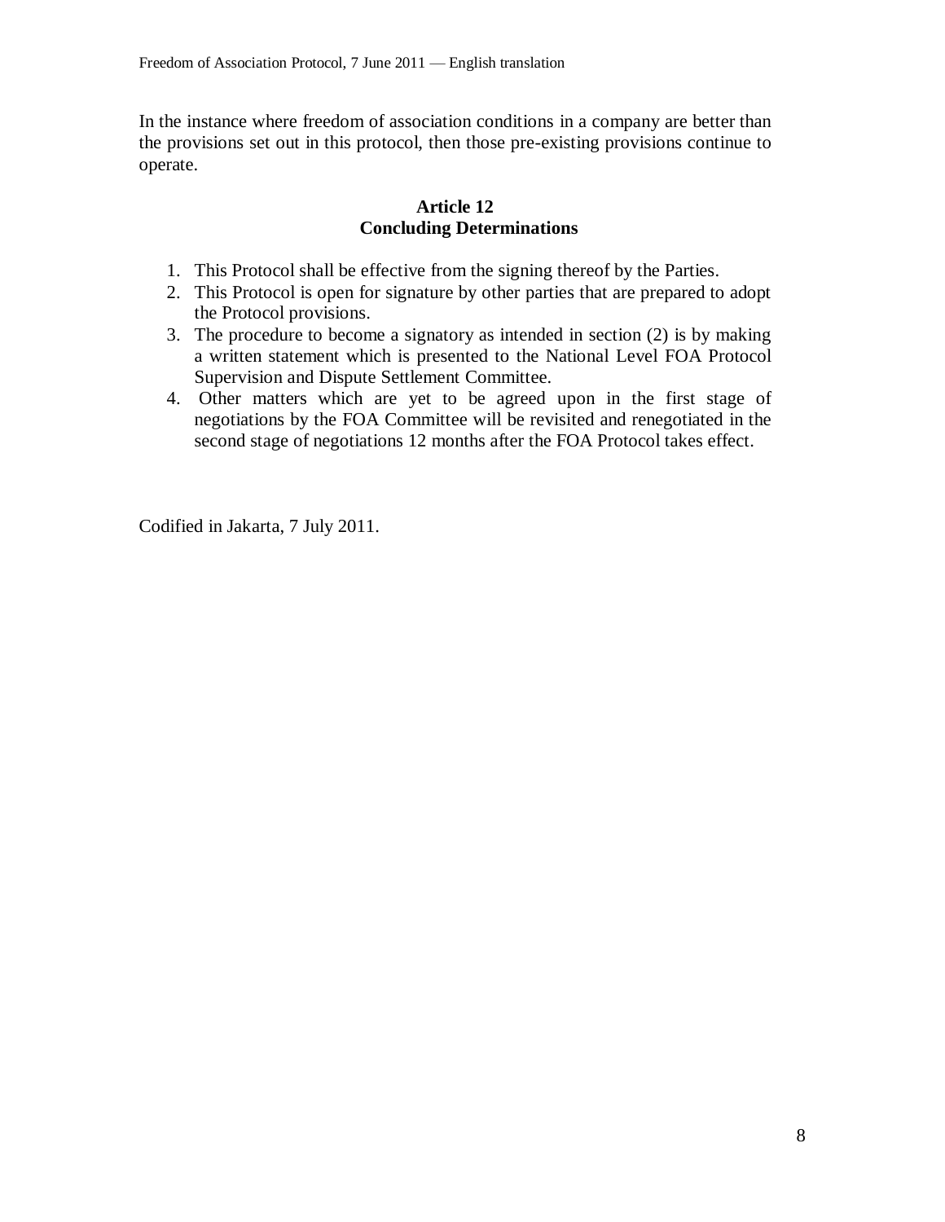In the instance where freedom of association conditions in a company are better than the provisions set out in this protocol, then those pre-existing provisions continue to operate.

### Article 12
### Concluding Determinations

1. This Protocol shall be effective from the signing thereof by the Parties.
2. This Protocol is open for signature by other parties that are prepared to adopt the Protocol provisions.
3. The procedure to become a signatory as intended in section (2) is by making a written statement which is presented to the National Level FOA Protocol Supervision and Dispute Settlement Committee.
4. Other matters which are yet to be agreed upon in the first stage of negotiations by the FOA Committee will be revisited and renegotiated in the second stage of negotiations 12 months after the FOA Protocol takes effect.

Codified in Jakarta, 7 July 2011.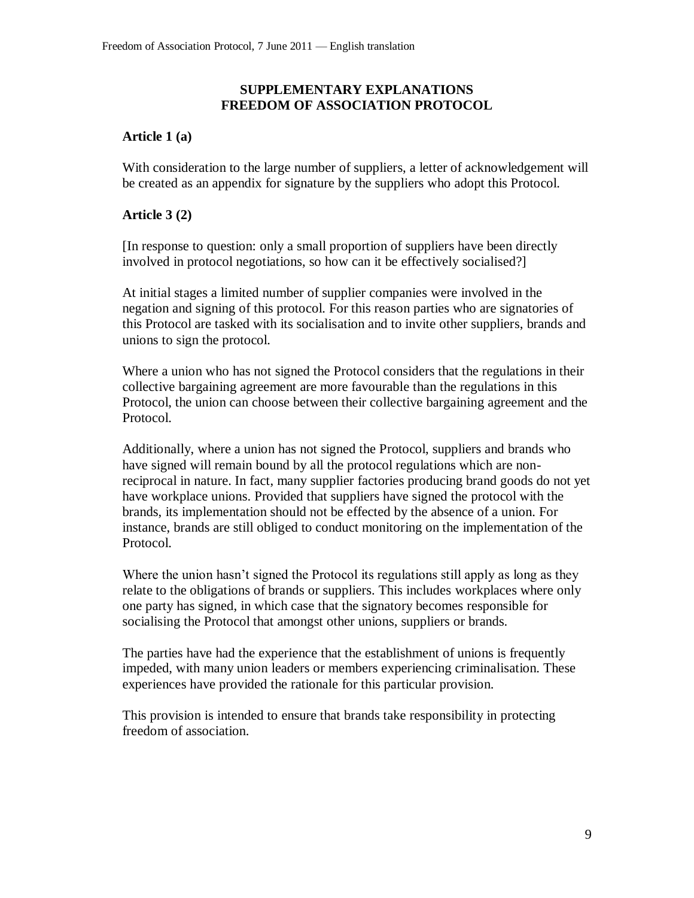## SUPPLEMENTARY EXPLANATIONS
## FREEDOM OF ASSOCIATION PROTOCOL

### Article 1 (a)

With consideration to the large number of suppliers, a letter of acknowledgement will be created as an appendix for signature by the suppliers who adopt this Protocol.

### Article 3 (2)

[In response to question: only a small proportion of suppliers have been directly involved in protocol negotiations, so how can it be effectively socialised?]

At initial stages a limited number of supplier companies were involved in the negation and signing of this protocol. For this reason parties who are signatories of this Protocol are tasked with its socialisation and to invite other suppliers, brands and unions to sign the protocol.

Where a union who has not signed the Protocol considers that the regulations in their collective bargaining agreement are more favourable than the regulations in this Protocol, the union can choose between their collective bargaining agreement and the Protocol.

Additionally, where a union has not signed the Protocol, suppliers and brands who have signed will remain bound by all the protocol regulations which are non-reciprocal in nature. In fact, many supplier factories producing brand goods do not yet have workplace unions. Provided that suppliers have signed the protocol with the brands, its implementation should not be effected by the absence of a union. For instance, brands are still obliged to conduct monitoring on the implementation of the Protocol.

Where the union hasn't signed the Protocol its regulations still apply as long as they relate to the obligations of brands or suppliers. This includes workplaces where only one party has signed, in which case that the signatory becomes responsible for socialising the Protocol that amongst other unions, suppliers or brands.

The parties have had the experience that the establishment of unions is frequently impeded, with many union leaders or members experiencing criminalisation. These experiences have provided the rationale for this particular provision.

This provision is intended to ensure that brands take responsibility in protecting freedom of association.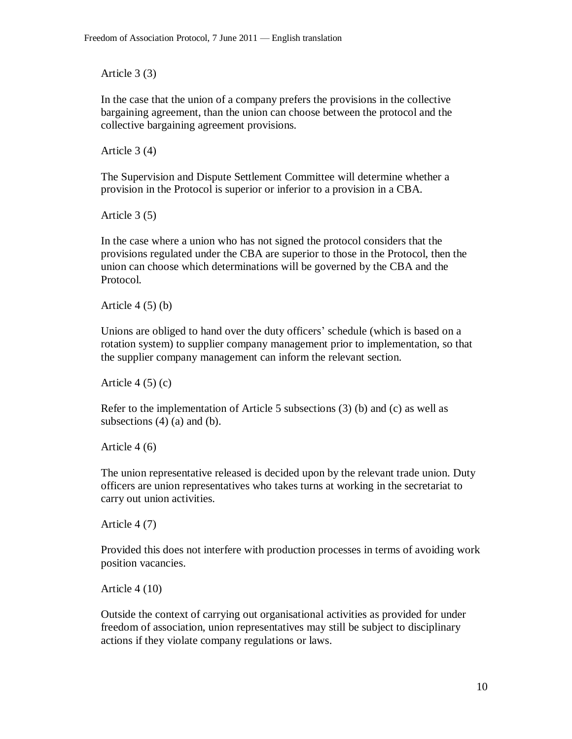Article 3 (3)

In the case that the union of a company prefers the provisions in the collective bargaining agreement, than the union can choose between the protocol and the collective bargaining agreement provisions.

Article 3 (4)

The Supervision and Dispute Settlement Committee will determine whether a provision in the Protocol is superior or inferior to a provision in a CBA.

Article 3 (5)

In the case where a union who has not signed the protocol considers that the provisions regulated under the CBA are superior to those in the Protocol, then the union can choose which determinations will be governed by the CBA and the Protocol.

Article 4 (5) (b)

Unions are obliged to hand over the duty officers' schedule (which is based on a rotation system) to supplier company management prior to implementation, so that the supplier company management can inform the relevant section.

Article 4 (5) (c)

Refer to the implementation of Article 5 subsections (3) (b) and (c) as well as subsections (4) (a) and (b).

Article 4 (6)

The union representative released is decided upon by the relevant trade union. Duty officers are union representatives who takes turns at working in the secretariat to carry out union activities.

Article 4 (7)

Provided this does not interfere with production processes in terms of avoiding work position vacancies.

Article 4 (10)

Outside the context of carrying out organisational activities as provided for under freedom of association, union representatives may still be subject to disciplinary actions if they violate company regulations or laws.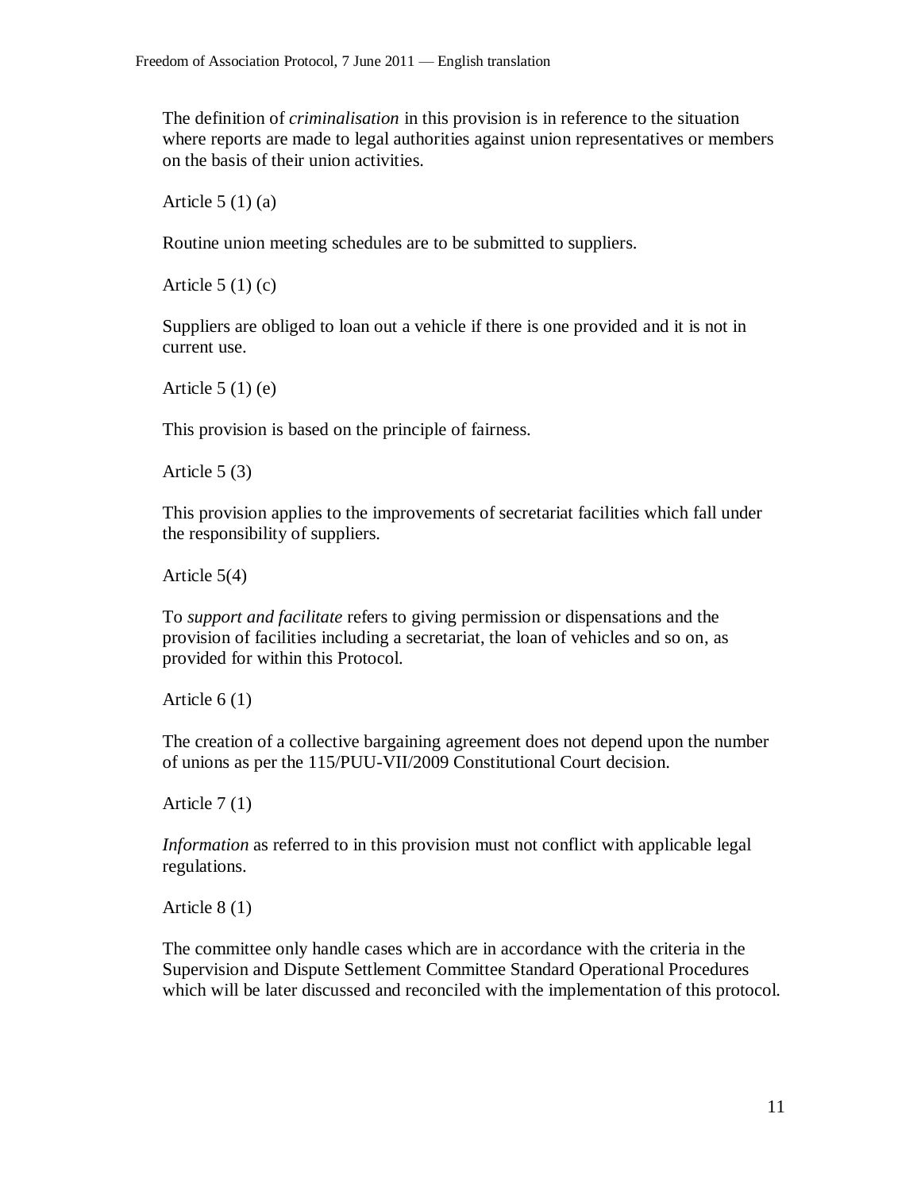The definition of *criminalisation* in this provision is in reference to the situation where reports are made to legal authorities against union representatives or members on the basis of their union activities.

Article 5 (1) (a)

Routine union meeting schedules are to be submitted to suppliers.

Article 5 (1) (c)

Suppliers are obliged to loan out a vehicle if there is one provided and it is not in current use.

Article 5 (1) (e)

This provision is based on the principle of fairness.

Article 5 (3)

This provision applies to the improvements of secretariat facilities which fall under the responsibility of suppliers.

Article 5(4)

To *support and facilitate* refers to giving permission or dispensations and the provision of facilities including a secretariat, the loan of vehicles and so on, as provided for within this Protocol.

Article 6 (1)

The creation of a collective bargaining agreement does not depend upon the number of unions as per the 115/PUU-VII/2009 Constitutional Court decision.

Article 7 (1)

*Information* as referred to in this provision must not conflict with applicable legal regulations.

Article 8 (1)

The committee only handle cases which are in accordance with the criteria in the Supervision and Dispute Settlement Committee Standard Operational Procedures which will be later discussed and reconciled with the implementation of this protocol.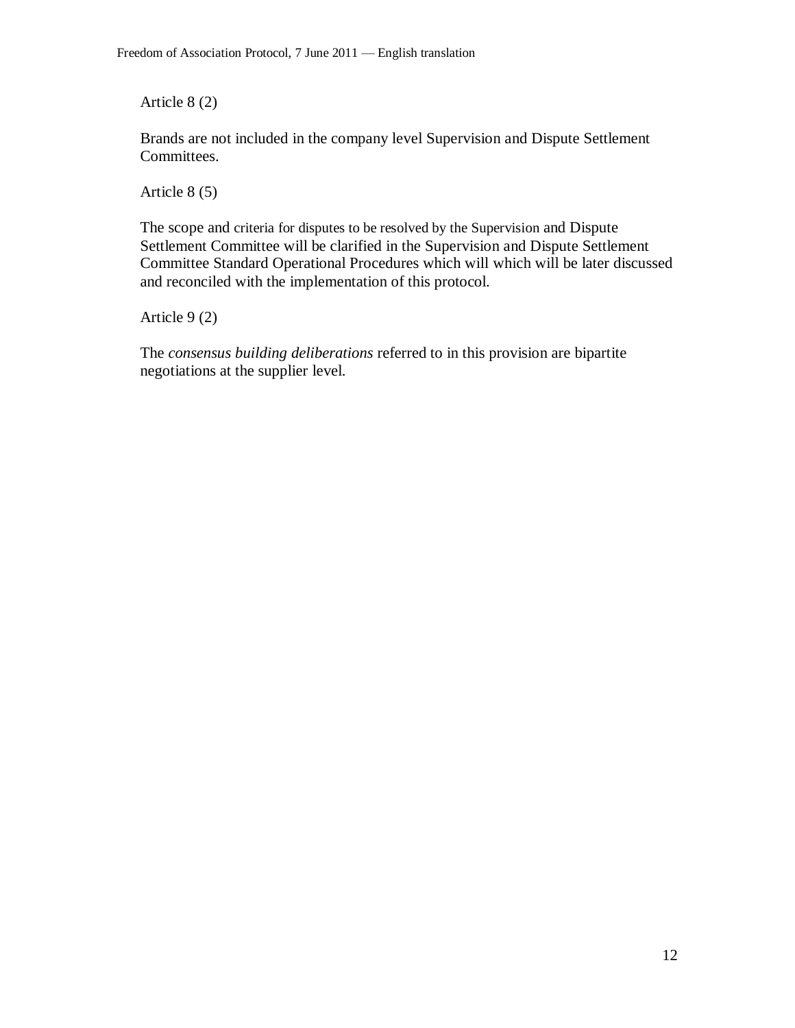Article 8 (2)

Brands are not included in the company level Supervision and Dispute Settlement Committees.

Article 8 (5)

The scope and criteria for disputes to be resolved by the Supervision and Dispute Settlement Committee will be clarified in the Supervision and Dispute Settlement Committee Standard Operational Procedures which will which will be later discussed and reconciled with the implementation of this protocol.

Article 9 (2)

The *consensus building deliberations* referred to in this provision are bipartite negotiations at the supplier level.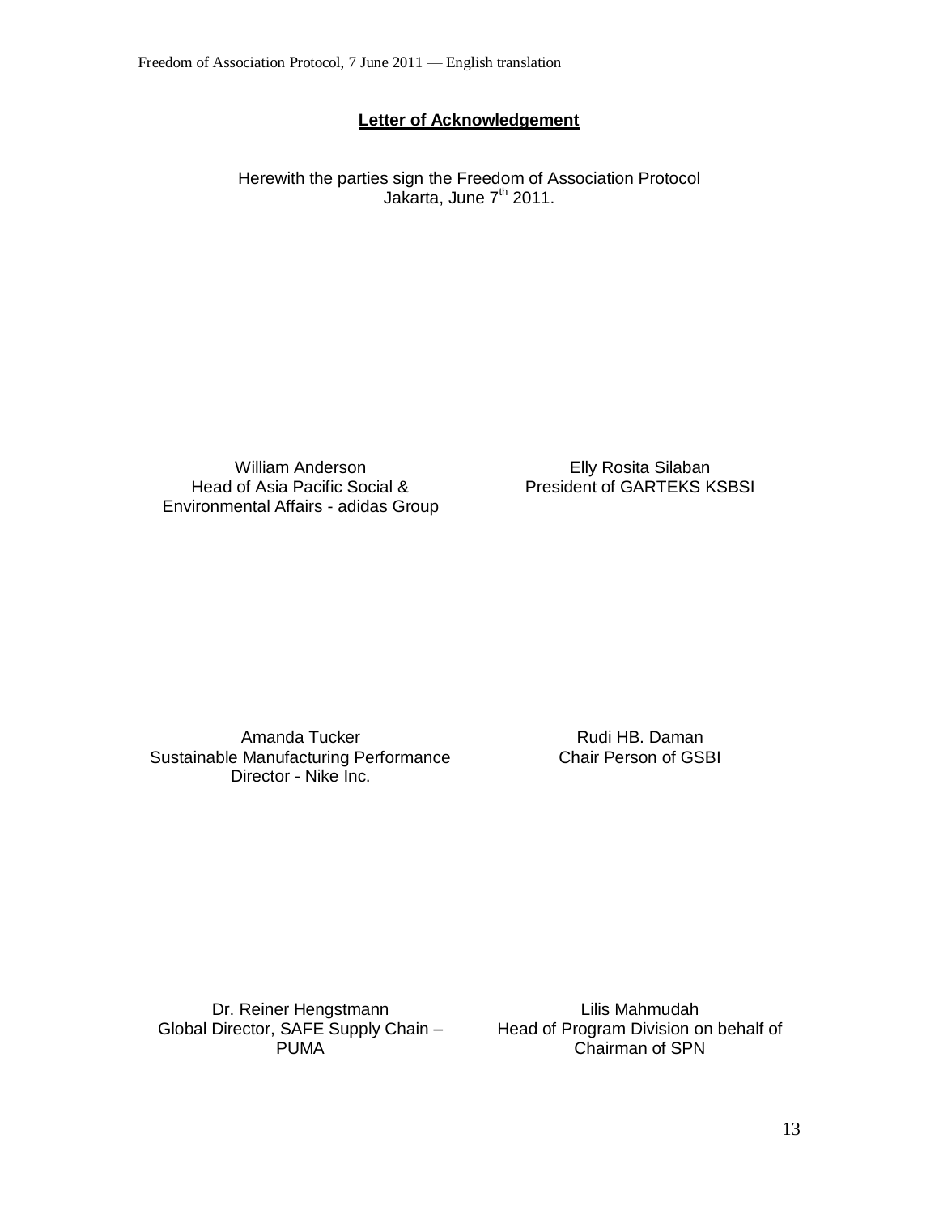## Letter of Acknowledgement

Herewith the parties sign the Freedom of Association Protocol
Jakarta, June 7th 2011.

William Anderson
Head of Asia Pacific Social & Environmental Affairs - adidas Group

Elly Rosita Silaban
President of GARTEKS KSBSI

Amanda Tucker
Sustainable Manufacturing Performance Director - Nike Inc.

Rudi HB. Daman
Chair Person of GSBI

Dr. Reiner Hengstmann
Global Director, SAFE Supply Chain – PUMA

Lilis Mahmudah
Head of Program Division on behalf of Chairman of SPN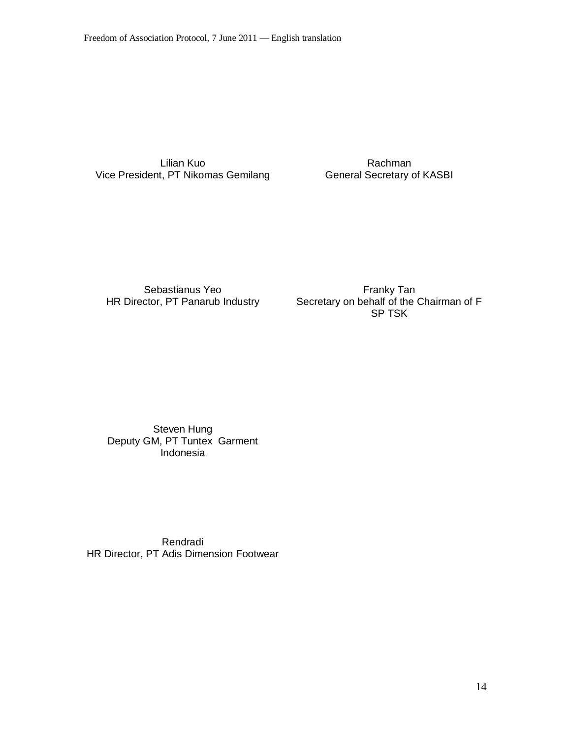Lilian Kuo
Vice President, PT Nikomas Gemilang

Rachman
General Secretary of KASBI

Sebastianus Yeo
HR Director, PT Panarub Industry

Franky Tan
Secretary on behalf of the Chairman of F SP TSK

Steven Hung
Deputy GM, PT Tuntex Garment Indonesia

Rendradi
HR Director, PT Adis Dimension Footwear